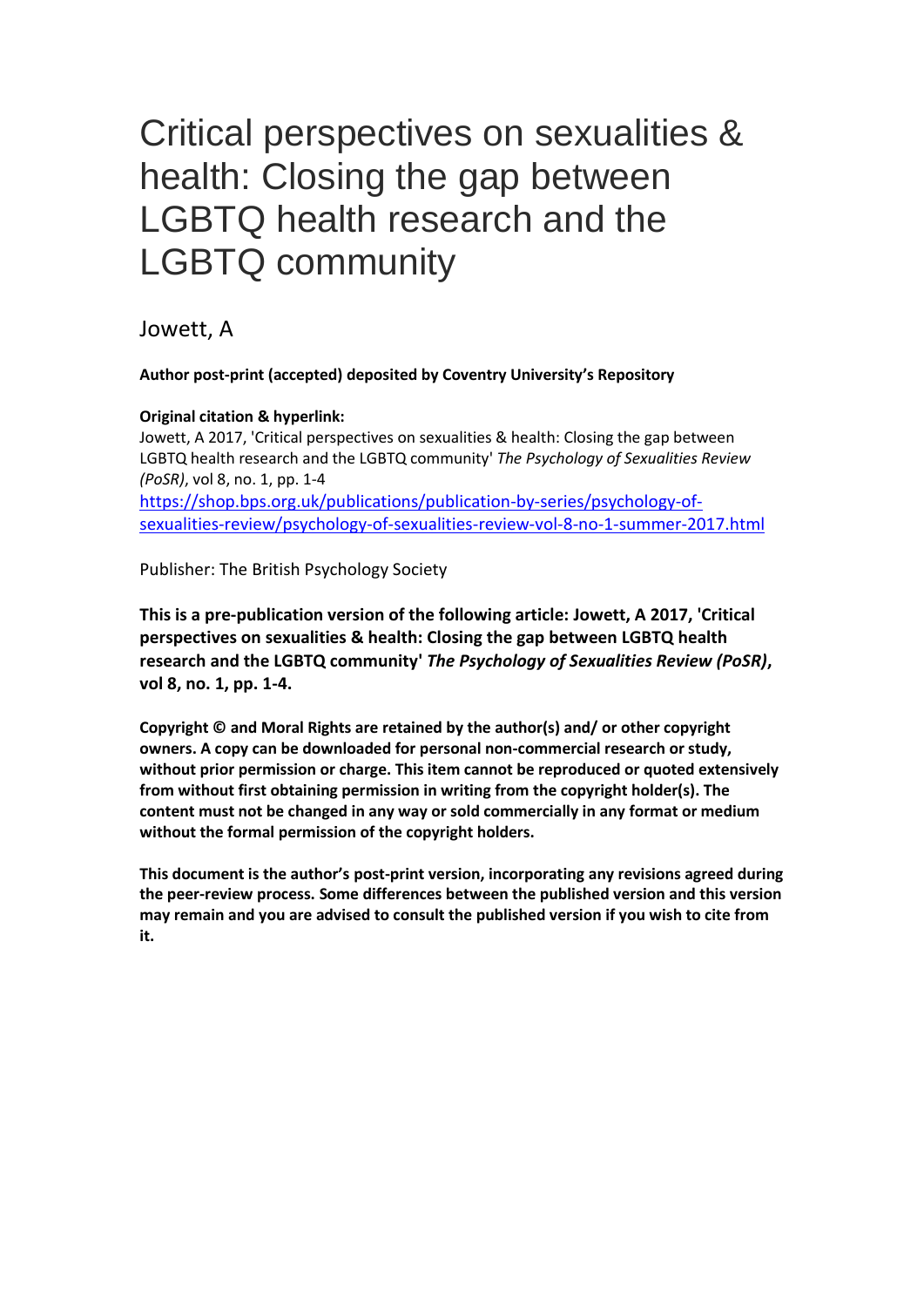# Critical perspectives on sexualities & health: Closing the gap between LGBTQ health research and the LGBTQ community

Jowett, A

**Author post-print (accepted) deposited by Coventry University's Repository**

**Original citation & hyperlink:**

Jowett, A 2017, 'Critical perspectives on sexualities & health: Closing the gap between LGBTQ health research and the LGBTQ community' *The Psychology of Sexualities Review (PoSR)*, vol 8, no. 1, pp. 1-4

https://shop.bps.org.uk/publications/publication-by-series/psychology-of-sexualities-review/psychology-of-sexualities-review-vol-8-no-1-summer-2017.html

Publisher: The British Psychology Society

**This is a pre-publication version of the following article: Jowett, A 2017, 'Critical perspectives on sexualities & health: Closing the gap between LGBTQ health research and the LGBTQ community' *The Psychology of Sexualities Review (PoSR)*, vol 8, no. 1, pp. 1-4.**

**Copyright © and Moral Rights are retained by the author(s) and/ or other copyright owners. A copy can be downloaded for personal non-commercial research or study, without prior permission or charge. This item cannot be reproduced or quoted extensively from without first obtaining permission in writing from the copyright holder(s). The content must not be changed in any way or sold commercially in any format or medium without the formal permission of the copyright holders.**

**This document is the author's post-print version, incorporating any revisions agreed during the peer-review process. Some differences between the published version and this version may remain and you are advised to consult the published version if you wish to cite from it.**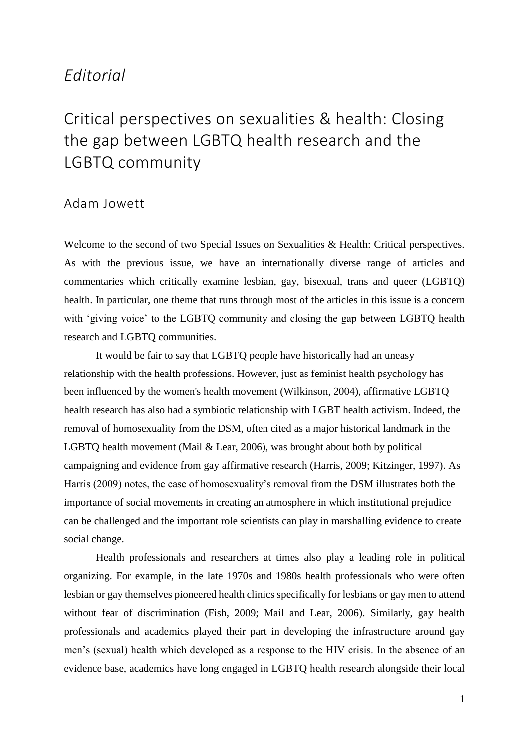*Editorial*

# Critical perspectives on sexualities & health: Closing the gap between LGBTQ health research and the LGBTQ community

Adam Jowett

Welcome to the second of two Special Issues on Sexualities & Health: Critical perspectives. As with the previous issue, we have an internationally diverse range of articles and commentaries which critically examine lesbian, gay, bisexual, trans and queer (LGBTQ) health. In particular, one theme that runs through most of the articles in this issue is a concern with 'giving voice' to the LGBTQ community and closing the gap between LGBTQ health research and LGBTQ communities.

It would be fair to say that LGBTQ people have historically had an uneasy relationship with the health professions. However, just as feminist health psychology has been influenced by the women's health movement (Wilkinson, 2004), affirmative LGBTQ health research has also had a symbiotic relationship with LGBT health activism. Indeed, the removal of homosexuality from the DSM, often cited as a major historical landmark in the LGBTQ health movement (Mail & Lear, 2006), was brought about both by political campaigning and evidence from gay affirmative research (Harris, 2009; Kitzinger, 1997). As Harris (2009) notes, the case of homosexuality's removal from the DSM illustrates both the importance of social movements in creating an atmosphere in which institutional prejudice can be challenged and the important role scientists can play in marshalling evidence to create social change.

Health professionals and researchers at times also play a leading role in political organizing. For example, in the late 1970s and 1980s health professionals who were often lesbian or gay themselves pioneered health clinics specifically for lesbians or gay men to attend without fear of discrimination (Fish, 2009; Mail and Lear, 2006). Similarly, gay health professionals and academics played their part in developing the infrastructure around gay men's (sexual) health which developed as a response to the HIV crisis. In the absence of an evidence base, academics have long engaged in LGBTQ health research alongside their local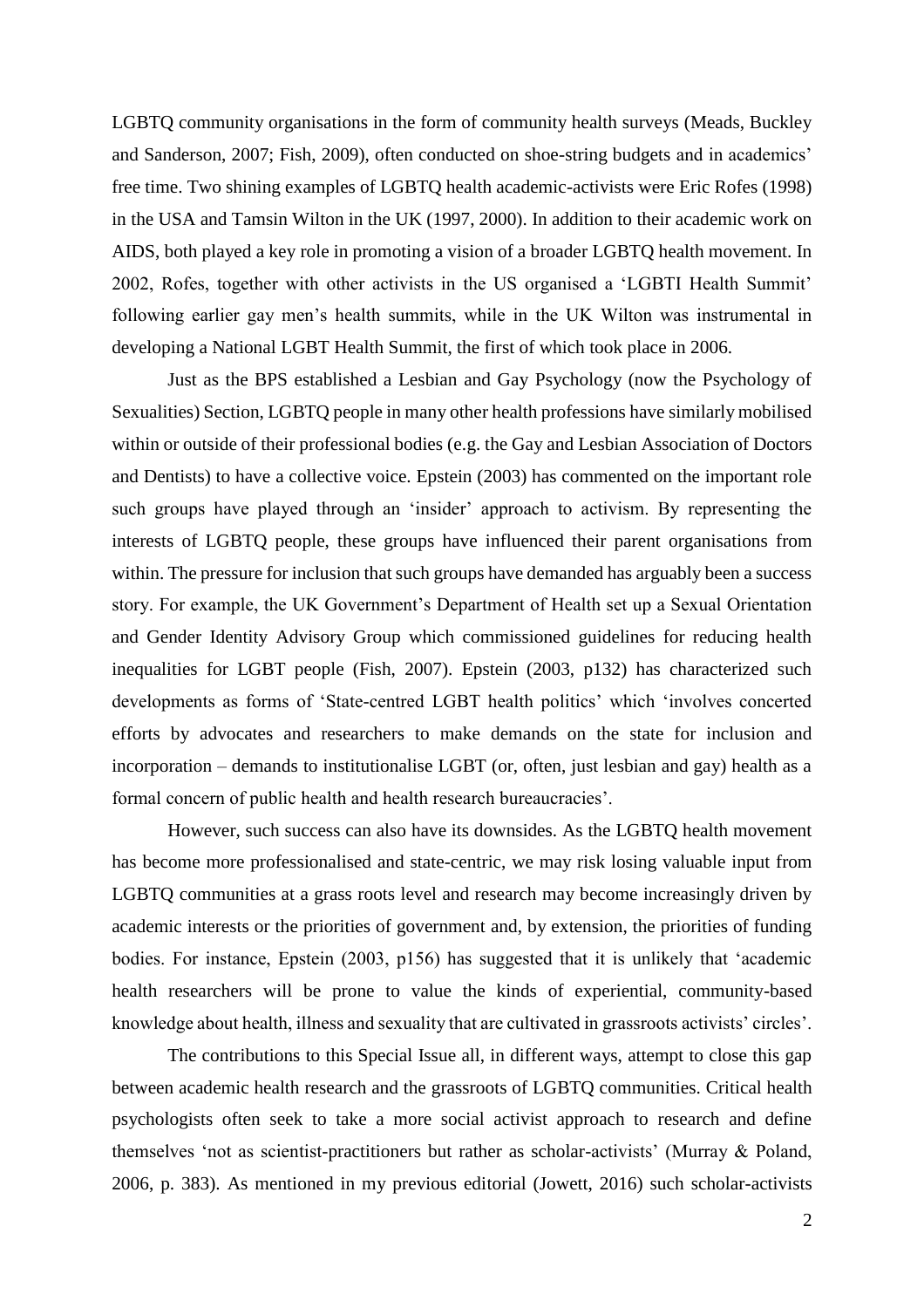LGBTQ community organisations in the form of community health surveys (Meads, Buckley and Sanderson, 2007; Fish, 2009), often conducted on shoe-string budgets and in academics' free time. Two shining examples of LGBTQ health academic-activists were Eric Rofes (1998) in the USA and Tamsin Wilton in the UK (1997, 2000). In addition to their academic work on AIDS, both played a key role in promoting a vision of a broader LGBTQ health movement. In 2002, Rofes, together with other activists in the US organised a 'LGBTI Health Summit' following earlier gay men's health summits, while in the UK Wilton was instrumental in developing a National LGBT Health Summit, the first of which took place in 2006.

Just as the BPS established a Lesbian and Gay Psychology (now the Psychology of Sexualities) Section, LGBTQ people in many other health professions have similarly mobilised within or outside of their professional bodies (e.g. the Gay and Lesbian Association of Doctors and Dentists) to have a collective voice. Epstein (2003) has commented on the important role such groups have played through an 'insider' approach to activism. By representing the interests of LGBTQ people, these groups have influenced their parent organisations from within. The pressure for inclusion that such groups have demanded has arguably been a success story. For example, the UK Government's Department of Health set up a Sexual Orientation and Gender Identity Advisory Group which commissioned guidelines for reducing health inequalities for LGBT people (Fish, 2007). Epstein (2003, p132) has characterized such developments as forms of 'State-centred LGBT health politics' which 'involves concerted efforts by advocates and researchers to make demands on the state for inclusion and incorporation – demands to institutionalise LGBT (or, often, just lesbian and gay) health as a formal concern of public health and health research bureaucracies'.

However, such success can also have its downsides. As the LGBTQ health movement has become more professionalised and state-centric, we may risk losing valuable input from LGBTQ communities at a grass roots level and research may become increasingly driven by academic interests or the priorities of government and, by extension, the priorities of funding bodies. For instance, Epstein (2003, p156) has suggested that it is unlikely that 'academic health researchers will be prone to value the kinds of experiential, community-based knowledge about health, illness and sexuality that are cultivated in grassroots activists' circles'.

The contributions to this Special Issue all, in different ways, attempt to close this gap between academic health research and the grassroots of LGBTQ communities. Critical health psychologists often seek to take a more social activist approach to research and define themselves 'not as scientist-practitioners but rather as scholar-activists' (Murray & Poland, 2006, p. 383). As mentioned in my previous editorial (Jowett, 2016) such scholar-activists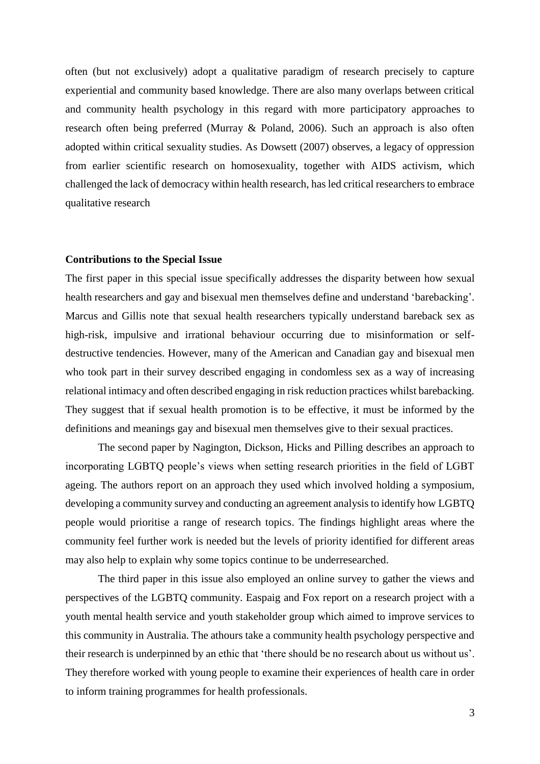often (but not exclusively) adopt a qualitative paradigm of research precisely to capture experiential and community based knowledge. There are also many overlaps between critical and community health psychology in this regard with more participatory approaches to research often being preferred (Murray & Poland, 2006). Such an approach is also often adopted within critical sexuality studies. As Dowsett (2007) observes, a legacy of oppression from earlier scientific research on homosexuality, together with AIDS activism, which challenged the lack of democracy within health research, has led critical researchers to embrace qualitative research

**Contributions to the Special Issue**

The first paper in this special issue specifically addresses the disparity between how sexual health researchers and gay and bisexual men themselves define and understand 'barebacking'. Marcus and Gillis note that sexual health researchers typically understand bareback sex as high-risk, impulsive and irrational behaviour occurring due to misinformation or self-destructive tendencies. However, many of the American and Canadian gay and bisexual men who took part in their survey described engaging in condomless sex as a way of increasing relational intimacy and often described engaging in risk reduction practices whilst barebacking. They suggest that if sexual health promotion is to be effective, it must be informed by the definitions and meanings gay and bisexual men themselves give to their sexual practices.

The second paper by Nagington, Dickson, Hicks and Pilling describes an approach to incorporating LGBTQ people's views when setting research priorities in the field of LGBT ageing. The authors report on an approach they used which involved holding a symposium, developing a community survey and conducting an agreement analysis to identify how LGBTQ people would prioritise a range of research topics. The findings highlight areas where the community feel further work is needed but the levels of priority identified for different areas may also help to explain why some topics continue to be underresearched.

The third paper in this issue also employed an online survey to gather the views and perspectives of the LGBTQ community. Easpaig and Fox report on a research project with a youth mental health service and youth stakeholder group which aimed to improve services to this community in Australia. The athours take a community health psychology perspective and their research is underpinned by an ethic that 'there should be no research about us without us'. They therefore worked with young people to examine their experiences of health care in order to inform training programmes for health professionals.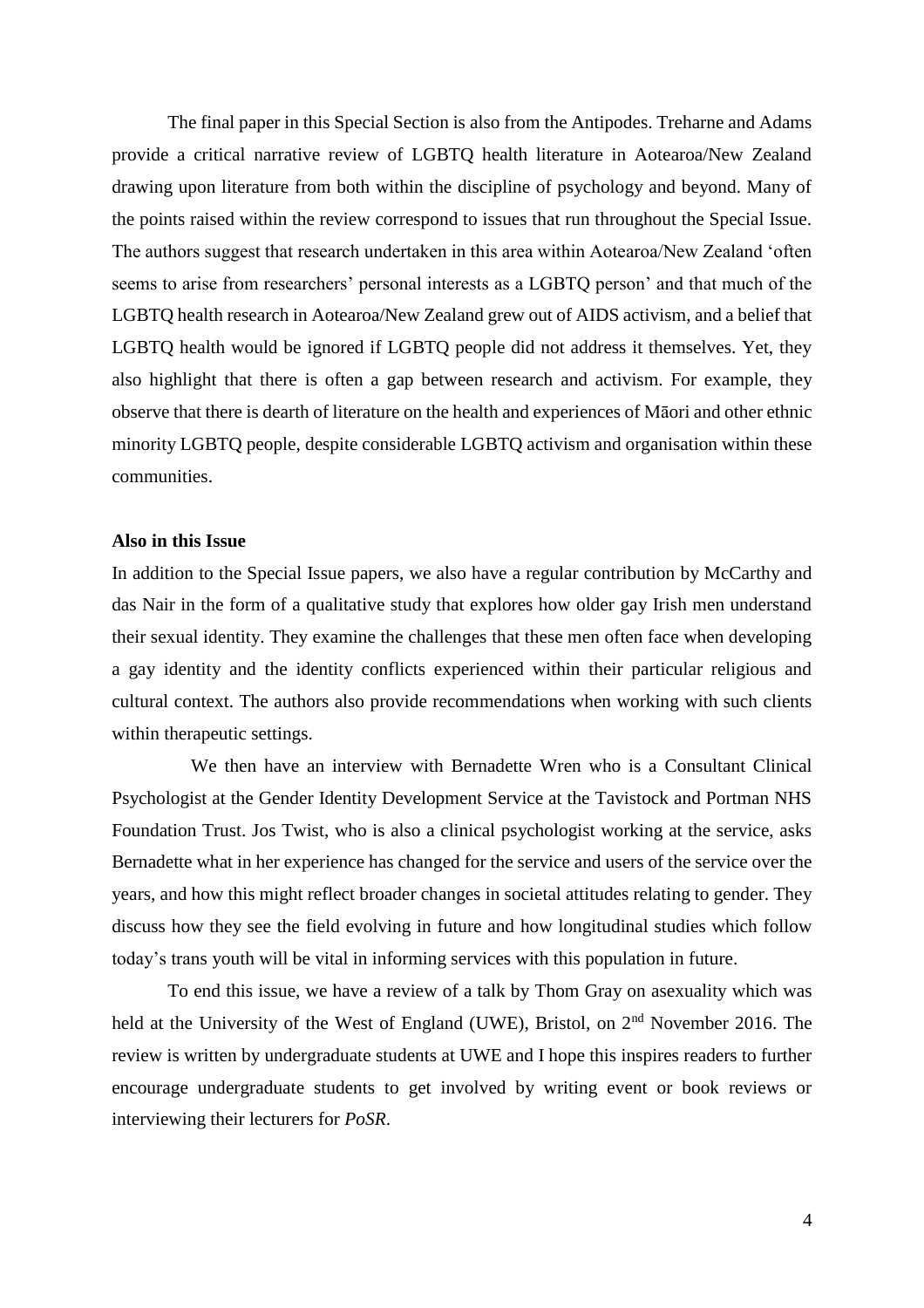The final paper in this Special Section is also from the Antipodes. Treharne and Adams provide a critical narrative review of LGBTQ health literature in Aotearoa/New Zealand drawing upon literature from both within the discipline of psychology and beyond. Many of the points raised within the review correspond to issues that run throughout the Special Issue. The authors suggest that research undertaken in this area within Aotearoa/New Zealand 'often seems to arise from researchers' personal interests as a LGBTQ person' and that much of the LGBTQ health research in Aotearoa/New Zealand grew out of AIDS activism, and a belief that LGBTQ health would be ignored if LGBTQ people did not address it themselves. Yet, they also highlight that there is often a gap between research and activism. For example, they observe that there is dearth of literature on the health and experiences of Māori and other ethnic minority LGBTQ people, despite considerable LGBTQ activism and organisation within these communities.

**Also in this Issue**

In addition to the Special Issue papers, we also have a regular contribution by McCarthy and das Nair in the form of a qualitative study that explores how older gay Irish men understand their sexual identity. They examine the challenges that these men often face when developing a gay identity and the identity conflicts experienced within their particular religious and cultural context. The authors also provide recommendations when working with such clients within therapeutic settings.

We then have an interview with Bernadette Wren who is a Consultant Clinical Psychologist at the Gender Identity Development Service at the Tavistock and Portman NHS Foundation Trust. Jos Twist, who is also a clinical psychologist working at the service, asks Bernadette what in her experience has changed for the service and users of the service over the years, and how this might reflect broader changes in societal attitudes relating to gender. They discuss how they see the field evolving in future and how longitudinal studies which follow today's trans youth will be vital in informing services with this population in future.

To end this issue, we have a review of a talk by Thom Gray on asexuality which was held at the University of the West of England (UWE), Bristol, on 2nd November 2016. The review is written by undergraduate students at UWE and I hope this inspires readers to further encourage undergraduate students to get involved by writing event or book reviews or interviewing their lecturers for *PoSR*.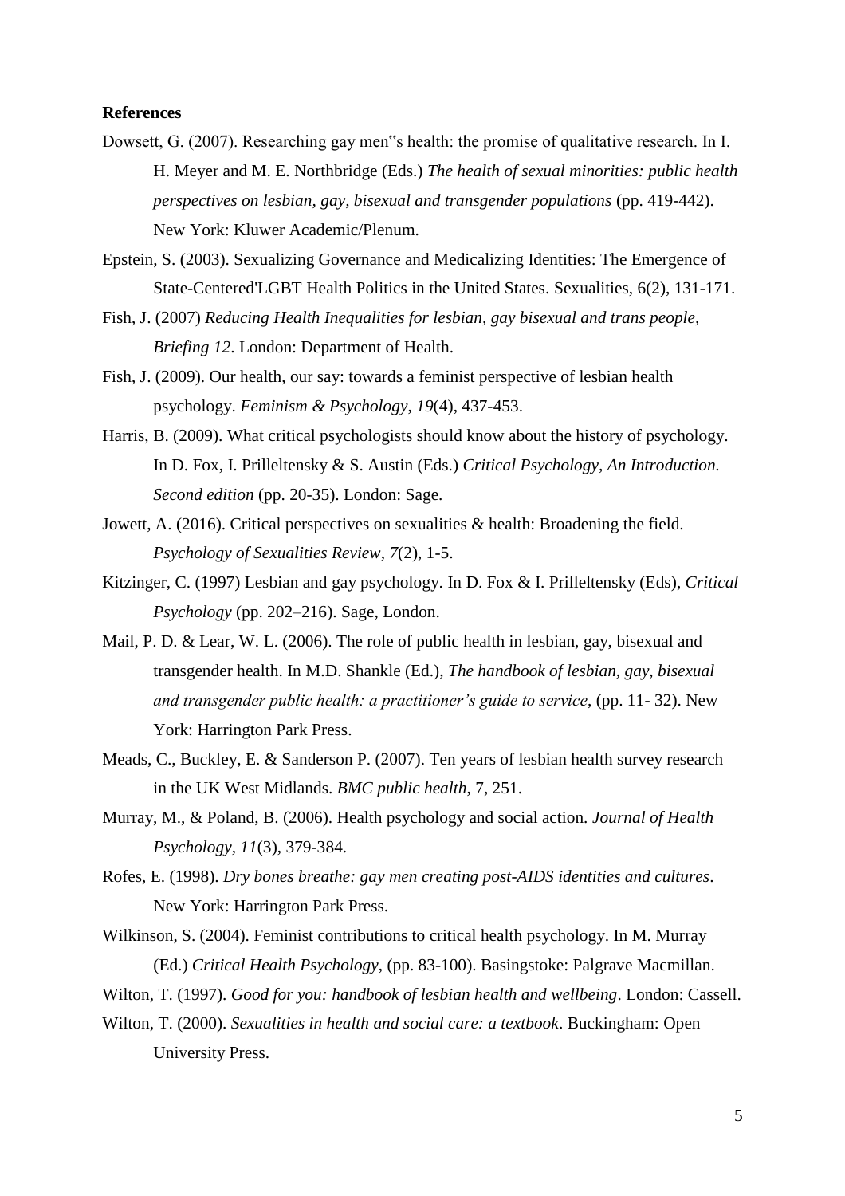**References**

Dowsett, G. (2007). Researching gay men‟s health: the promise of qualitative research. In I. H. Meyer and M. E. Northbridge (Eds.) *The health of sexual minorities: public health perspectives on lesbian, gay, bisexual and transgender populations* (pp. 419-442). New York: Kluwer Academic/Plenum.

Epstein, S. (2003). Sexualizing Governance and Medicalizing Identities: The Emergence of State-Centered'LGBT Health Politics in the United States. Sexualities, 6(2), 131-171.

Fish, J. (2007) *Reducing Health Inequalities for lesbian, gay bisexual and trans people, Briefing 12*. London: Department of Health.

Fish, J. (2009). Our health, our say: towards a feminist perspective of lesbian health psychology. *Feminism & Psychology*, *19*(4), 437-453.

Harris, B. (2009). What critical psychologists should know about the history of psychology. In D. Fox, I. Prilleltensky & S. Austin (Eds.) *Critical Psychology, An Introduction. Second edition* (pp. 20-35). London: Sage.

Jowett, A. (2016). Critical perspectives on sexualities & health: Broadening the field. *Psychology of Sexualities Review*, *7*(2), 1-5.

Kitzinger, C. (1997) Lesbian and gay psychology. In D. Fox & I. Prilleltensky (Eds), *Critical Psychology* (pp. 202–216). Sage, London.

Mail, P. D. & Lear, W. L. (2006). The role of public health in lesbian, gay, bisexual and transgender health. In M.D. Shankle (Ed.), *The handbook of lesbian, gay, bisexual and transgender public health: a practitioner's guide to service*, (pp. 11- 32). New York: Harrington Park Press.

Meads, C., Buckley, E. & Sanderson P. (2007). Ten years of lesbian health survey research in the UK West Midlands. *BMC public health*, 7, 251.

Murray, M., & Poland, B. (2006). Health psychology and social action. *Journal of Health Psychology*, *11*(3), 379-384.

Rofes, E. (1998). *Dry bones breathe: gay men creating post-AIDS identities and cultures*. New York: Harrington Park Press.

Wilkinson, S. (2004). Feminist contributions to critical health psychology. In M. Murray (Ed.) *Critical Health Psychology*, (pp. 83-100). Basingstoke: Palgrave Macmillan.

Wilton, T. (1997). *Good for you: handbook of lesbian health and wellbeing*. London: Cassell.

Wilton, T. (2000). *Sexualities in health and social care: a textbook*. Buckingham: Open University Press.